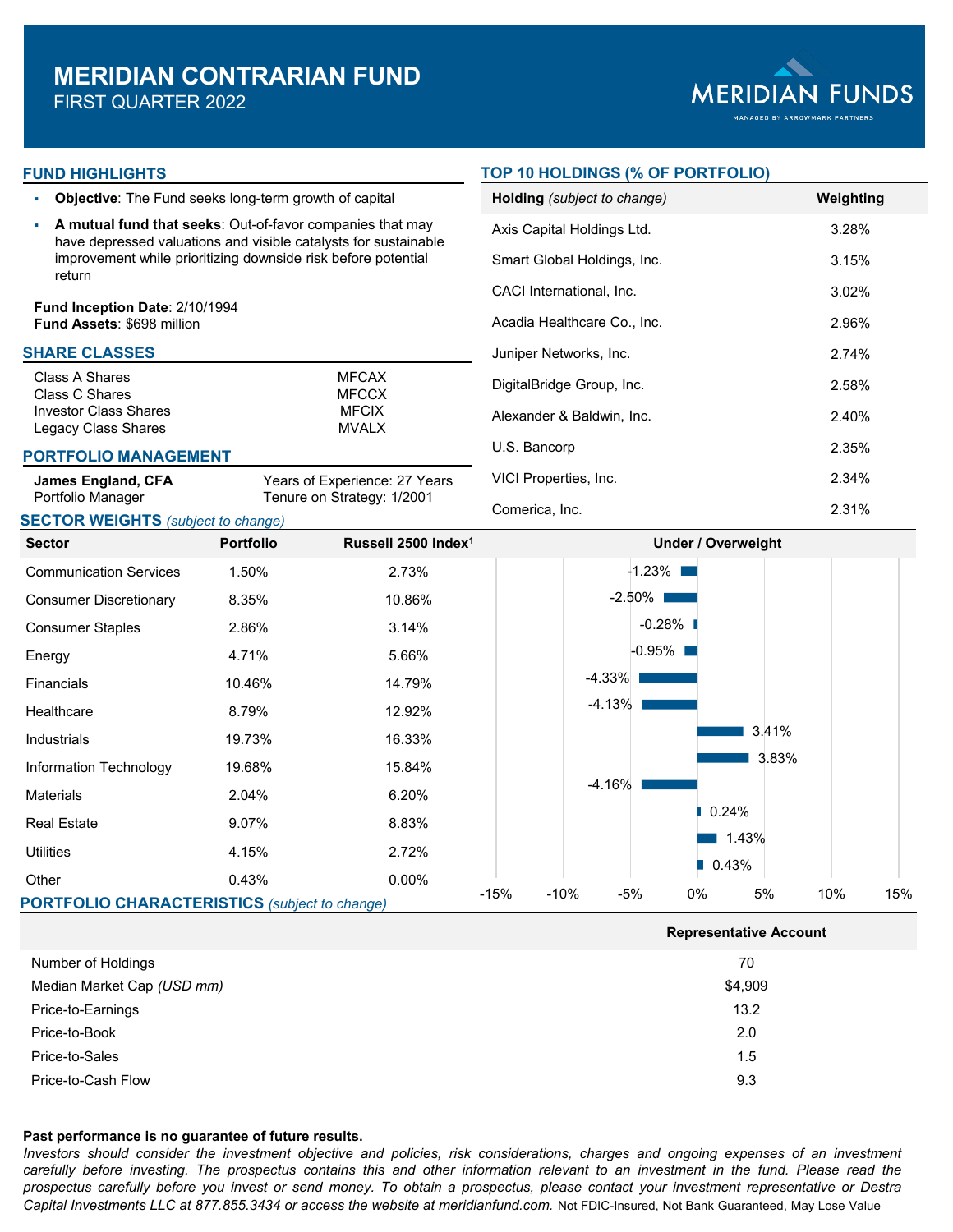# MERIDIAN CONTRARIAN FUND

FIRST QUARTER 2022

MERIDIAN FUNDS

MANAGED BY ARROWMARK PARTNERS

## FUND HIGHLIGHTS

- **Objective**: The Fund seeks long-term growth of capital
- **A mutual fund that seeks**: Out-of-favor companies that may have depressed valuations and visible catalysts for sustainable improvement while prioritizing downside risk before potential return

**Fund Inception Date**: 2/10/1994
**Fund Assets**: $698 million

## SHARE CLASSES

| | |
|---|---|
| Class A Shares | MFCAX |
| Class C Shares | MFCCX |
| Investor Class Shares | MFCIX |
| Legacy Class Shares | MVALX |

## PORTFOLIO MANAGEMENT

**James England, CFA**
Portfolio Manager

Years of Experience: 27 Years
Tenure on Strategy: 1/2001

## TOP 10 HOLDINGS (% OF PORTFOLIO)

| Holding *(subject to change)* | Weighting |
|---|---|
| Axis Capital Holdings Ltd. | 3.28% |
| Smart Global Holdings, Inc. | 3.15% |
| CACI International, Inc. | 3.02% |
| Acadia Healthcare Co., Inc. | 2.96% |
| Juniper Networks, Inc. | 2.74% |
| DigitalBridge Group, Inc. | 2.58% |
| Alexander & Baldwin, Inc. | 2.40% |
| U.S. Bancorp | 2.35% |
| VICI Properties, Inc. | 2.34% |
| Comerica, Inc. | 2.31% |

## SECTOR WEIGHTS *(subject to change)*

| Sector | Portfolio | Russell 2500 Index[1] | Under / Overweight |
|---|---|---|---|
| Communication Services | 1.50% | 2.73% | -1.23% |
| Consumer Discretionary | 8.35% | 10.86% | -2.50% |
| Consumer Staples | 2.86% | 3.14% | -0.28% |
| Energy | 4.71% | 5.66% | -0.95% |
| Financials | 10.46% | 14.79% | -4.33% |
| Healthcare | 8.79% | 12.92% | -4.13% |
| Industrials | 19.73% | 16.33% | 3.41% |
| Information Technology | 19.68% | 15.84% | 3.83% |
| Materials | 2.04% | 6.20% | -4.16% |
| Real Estate | 9.07% | 8.83% | 0.24% |
| Utilities | 4.15% | 2.72% | 1.43% |
| Other | 0.43% | 0.00% | 0.43% |

## PORTFOLIO CHARACTERISTICS *(subject to change)*

| | Representative Account |
|---|---|
| Number of Holdings | 70 |
| Median Market Cap *(USD mm)* | $4,909 |
| Price-to-Earnings | 13.2 |
| Price-to-Book | 2.0 |
| Price-to-Sales | 1.5 |
| Price-to-Cash Flow | 9.3 |

**Past performance is no guarantee of future results.**

*Investors should consider the investment objective and policies, risk considerations, charges and ongoing expenses of an investment carefully before investing. The prospectus contains this and other information relevant to an investment in the fund. Please read the prospectus carefully before you invest or send money. To obtain a prospectus, please contact your investment representative or Destra Capital Investments LLC at 877.855.3434 or access the website at meridianfund.com.* Not FDIC-Insured, Not Bank Guaranteed, May Lose Value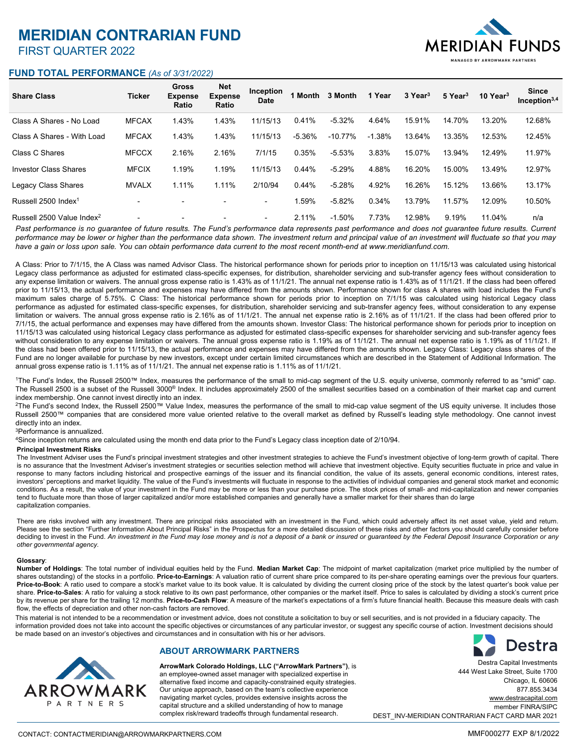# MERIDIAN CONTRARIAN FUND

FIRST QUARTER 2022

MERIDIAN FUNDS
MANAGED BY ARROWMARK PARTNERS

## FUND TOTAL PERFORMANCE *(As of 3/31/2022)*

| Share Class | Ticker | Gross Expense Ratio | Net Expense Ratio | Inception Date | 1 Month | 3 Month | 1 Year | 3 Year[3] | 5 Year[3] | 10 Year[3] | Since Inception[3,4] |
|---|---|---|---|---|---|---|---|---|---|---|---|
| Class A Shares - No Load | MFCAX | 1.43% | 1.43% | 11/15/13 | 0.41% | -5.32% | 4.64% | 15.91% | 14.70% | 13.20% | 12.68% |
| Class A Shares - With Load | MFCAX | 1.43% | 1.43% | 11/15/13 | -5.36% | -10.77% | -1.38% | 13.64% | 13.35% | 12.53% | 12.45% |
| Class C Shares | MFCCX | 2.16% | 2.16% | 7/1/15 | 0.35% | -5.53% | 3.83% | 15.07% | 13.94% | 12.49% | 11.97% |
| Investor Class Shares | MFCIX | 1.19% | 1.19% | 11/15/13 | 0.44% | -5.29% | 4.88% | 16.20% | 15.00% | 13.49% | 12.97% |
| Legacy Class Shares | MVALX | 1.11% | 1.11% | 2/10/94 | 0.44% | -5.28% | 4.92% | 16.26% | 15.12% | 13.66% | 13.17% |
| Russell 2500 Index[1] | - | - | - | - | 1.59% | -5.82% | 0.34% | 13.79% | 11.57% | 12.09% | 10.50% |
| Russell 2500 Value Index[2] | - | - | - | - | 2.11% | -1.50% | 7.73% | 12.98% | 9.19% | 11.04% | n/a |

*Past performance is no guarantee of future results. The Fund's performance data represents past performance and does not guarantee future results. Current performance may be lower or higher than the performance data shown. The investment return and principal value of an investment will fluctuate so that you may have a gain or loss upon sale. You can obtain performance data current to the most recent month-end at www.meridianfund.com.*

A Class: Prior to 7/1/15, the A Class was named Advisor Class. The historical performance shown for periods prior to inception on 11/15/13 was calculated using historical Legacy class performance as adjusted for estimated class-specific expenses, for distribution, shareholder servicing and sub-transfer agency fees without consideration to any expense limitation or waivers. The annual gross expense ratio is 1.43% as of 11/1/21. The annual net expense ratio is 1.43% as of 11/1/21. If the class had been offered prior to 11/15/13, the actual performance and expenses may have differed from the amounts shown. Performance shown for class A shares with load includes the Fund's maximum sales charge of 5.75%. C Class: The historical performance shown for periods prior to inception on 7/1/15 was calculated using historical Legacy class performance as adjusted for estimated class-specific expenses, for distribution, shareholder servicing and sub-transfer agency fees, without consideration to any expense limitation or waivers. The annual gross expense ratio is 2.16% as of 11/1/21. The annual net expense ratio is 2.16% as of 11/1/21. If the class had been offered prior to 7/1/15, the actual performance and expenses may have differed from the amounts shown. Investor Class: The historical performance shown for periods prior to inception on 11/15/13 was calculated using historical Legacy class performance as adjusted for estimated class-specific expenses for shareholder servicing and sub-transfer agency fees without consideration to any expense limitation or waivers. The annual gross expense ratio is 1.19% as of 11/1/21. The annual net expense ratio is 1.19% as of 11/1/21. If the class had been offered prior to 11/15/13, the actual performance and expenses may have differed from the amounts shown. Legacy Class: Legacy class shares of the Fund are no longer available for purchase by new investors, except under certain limited circumstances which are described in the Statement of Additional Information. The annual gross expense ratio is 1.11% as of 11/1/21. The annual net expense ratio is 1.11% as of 11/1/21.

[1]The Fund's Index, the Russell 2500™ Index, measures the performance of the small to mid-cap segment of the U.S. equity universe, commonly referred to as "smid" cap. The Russell 2500 is a subset of the Russell 3000® Index. It includes approximately 2500 of the smallest securities based on a combination of their market cap and current index membership. One cannot invest directly into an index.

[2]The Fund's second Index, the Russell 2500™ Value Index, measures the performance of the small to mid-cap value segment of the US equity universe. It includes those Russell 2500™ companies that are considered more value oriented relative to the overall market as defined by Russell's leading style methodology. One cannot invest directly into an index.

[3]Performance is annualized.

[4]Since inception returns are calculated using the month end data prior to the Fund's Legacy class inception date of 2/10/94.

**Principal Investment Risks**

The Investment Adviser uses the Fund's principal investment strategies and other investment strategies to achieve the Fund's investment objective of long-term growth of capital. There is no assurance that the Investment Adviser's investment strategies or securities selection method will achieve that investment objective. Equity securities fluctuate in price and value in response to many factors including historical and prospective earnings of the issuer and its financial condition, the value of its assets, general economic conditions, interest rates, investors' perceptions and market liquidity. The value of the Fund's investments will fluctuate in response to the activities of individual companies and general stock market and economic conditions. As a result, the value of your investment in the Fund may be more or less than your purchase price. The stock prices of small- and mid-capitalization and newer companies tend to fluctuate more than those of larger capitalized and/or more established companies and generally have a smaller market for their shares than do large capitalization companies.

There are risks involved with any investment. There are principal risks associated with an investment in the Fund, which could adversely affect its net asset value, yield and return. Please see the section "Further Information About Principal Risks" in the Prospectus for a more detailed discussion of these risks and other factors you should carefully consider before deciding to invest in the Fund. *An investment in the Fund may lose money and is not a deposit of a bank or insured or guaranteed by the Federal Deposit Insurance Corporation or any other governmental agency.*

**Glossary**:

**Number of Holdings**: The total number of individual equities held by the Fund. **Median Market Cap**: The midpoint of market capitalization (market price multiplied by the number of shares outstanding) of the stocks in a portfolio. **Price-to-Earnings**: A valuation ratio of current share price compared to its per-share operating earnings over the previous four quarters. **Price-to-Book**: A ratio used to compare a stock's market value to its book value. It is calculated by dividing the current closing price of the stock by the latest quarter's book value per share. **Price-to-Sales**: A ratio for valuing a stock relative to its own past performance, other companies or the market itself. Price to sales is calculated by dividing a stock's current price by its revenue per share for the trailing 12 months. **Price-to-Cash Flow**: A measure of the market's expectations of a firm's future financial health. Because this measure deals with cash flow, the effects of depreciation and other non-cash factors are removed.

This material is not intended to be a recommendation or investment advice, does not constitute a solicitation to buy or sell securities, and is not provided in a fiduciary capacity. The information provided does not take into account the specific objectives or circumstances of any particular investor, or suggest any specific course of action. Investment decisions should be made based on an investor's objectives and circumstances and in consultation with his or her advisors.

ARROWMARK PARTNERS

## ABOUT ARROWMARK PARTNERS

**ArrowMark Colorado Holdings, LLC ("ArrowMark Partners")**, is an employee-owned asset manager with specialized expertise in alternative fixed income and capacity-constrained equity strategies. Our unique approach, based on the team's collective experience navigating market cycles, provides extensive insights across the capital structure and a skilled understanding of how to manage complex risk/reward tradeoffs through fundamental research.

Destra

Destra Capital Investments
444 West Lake Street, Suite 1700
Chicago, IL 60606
877.855.3434
www.destracapital.com
member FINRA/SIPC
DEST_INV-MERIDIAN CONTRARIAN FACT CARD MAR 2021

CONTACT: CONTACTMERIDIAN@ARROWMARKPARTNERS.COM

MMF000277 EXP 8/1/2022